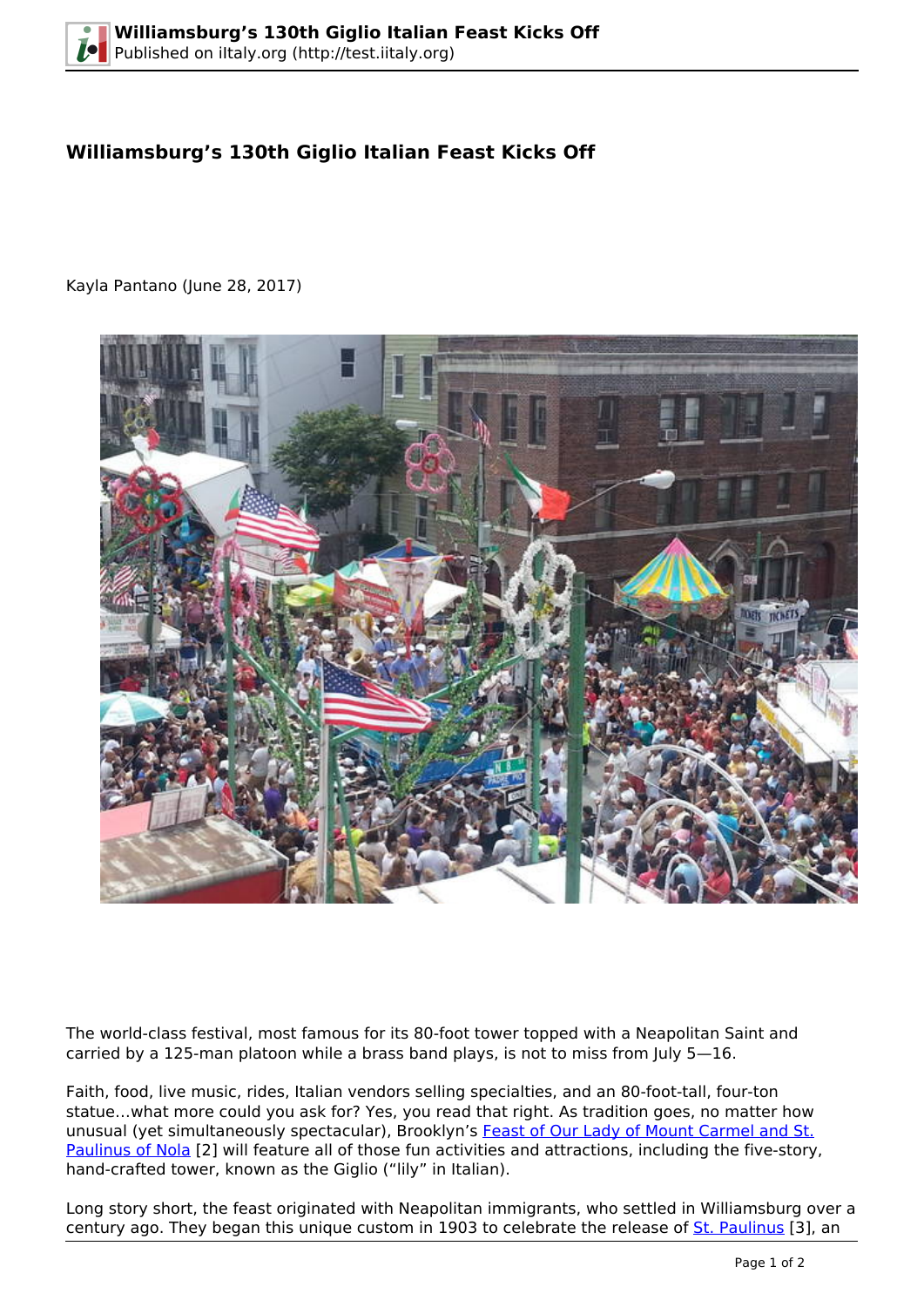# Williamsburg's 130th Giglio Italian Feast Kicks Off

Kayla Pantano (June 28, 2017)

The world-class festival, most famous for its 80-foot tower topped with a Neapolitan Saint and carried by a 125-man platoon while a brass band plays, is not to miss from July 5—16.

Faith, food, live music, rides, Italian vendors selling specialties, and an 80-foot-tall, four-ton statue…what more could you ask for? Yes, you read that right. As tradition goes, no matter how unusual (yet simultaneously spectacular), Brooklyn's Feast of Our Lady of Mount Carmel and St. Paulinus of Nola [2] will feature all of those fun activities and attractions, including the five-story, hand-crafted tower, known as the Giglio ("lily" in Italian).

Long story short, the feast originated with Neapolitan immigrants, who settled in Williamsburg over a century ago. They began this unique custom in 1903 to celebrate the release of St. Paulinus [3], an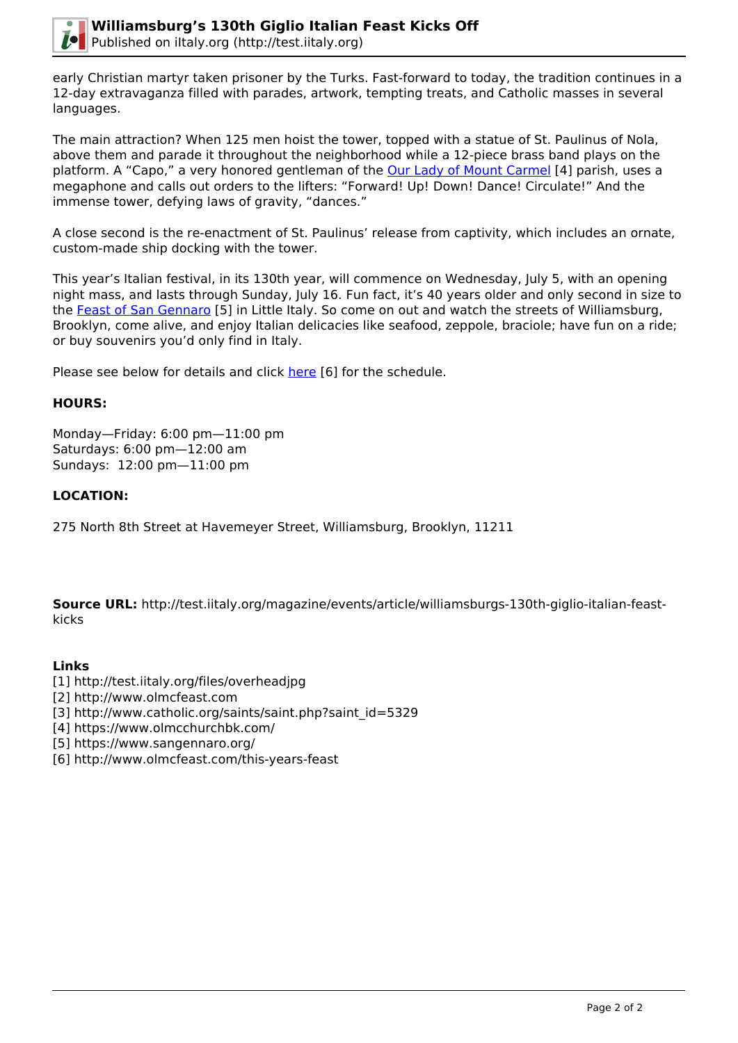early Christian martyr taken prisoner by the Turks. Fast-forward to today, the tradition continues in a 12-day extravaganza filled with parades, artwork, tempting treats, and Catholic masses in several languages.

The main attraction? When 125 men hoist the tower, topped with a statue of St. Paulinus of Nola, above them and parade it throughout the neighborhood while a 12-piece brass band plays on the platform. A "Capo," a very honored gentleman of the Our Lady of Mount Carmel [4] parish, uses a megaphone and calls out orders to the lifters: "Forward! Up! Down! Dance! Circulate!" And the immense tower, defying laws of gravity, "dances."

A close second is the re-enactment of St. Paulinus' release from captivity, which includes an ornate, custom-made ship docking with the tower.

This year's Italian festival, in its 130th year, will commence on Wednesday, July 5, with an opening night mass, and lasts through Sunday, July 16. Fun fact, it's 40 years older and only second in size to the Feast of San Gennaro [5] in Little Italy. So come on out and watch the streets of Williamsburg, Brooklyn, come alive, and enjoy Italian delicacies like seafood, zeppole, braciole; have fun on a ride; or buy souvenirs you'd only find in Italy.

Please see below for details and click here [6] for the schedule.

**HOURS:**

Monday—Friday: 6:00 pm—11:00 pm
Saturdays: 6:00 pm—12:00 am
Sundays: 12:00 pm—11:00 pm

**LOCATION:**

275 North 8th Street at Havemeyer Street, Williamsburg, Brooklyn, 11211

**Source URL:** http://test.iitaly.org/magazine/events/article/williamsburgs-130th-giglio-italian-feast-kicks

**Links**
[1] http://test.iitaly.org/files/overheadjpg
[2] http://www.olmcfeast.com
[3] http://www.catholic.org/saints/saint.php?saint_id=5329
[4] https://www.olmcchurchbk.com/
[5] https://www.sangennaro.org/
[6] http://www.olmcfeast.com/this-years-feast